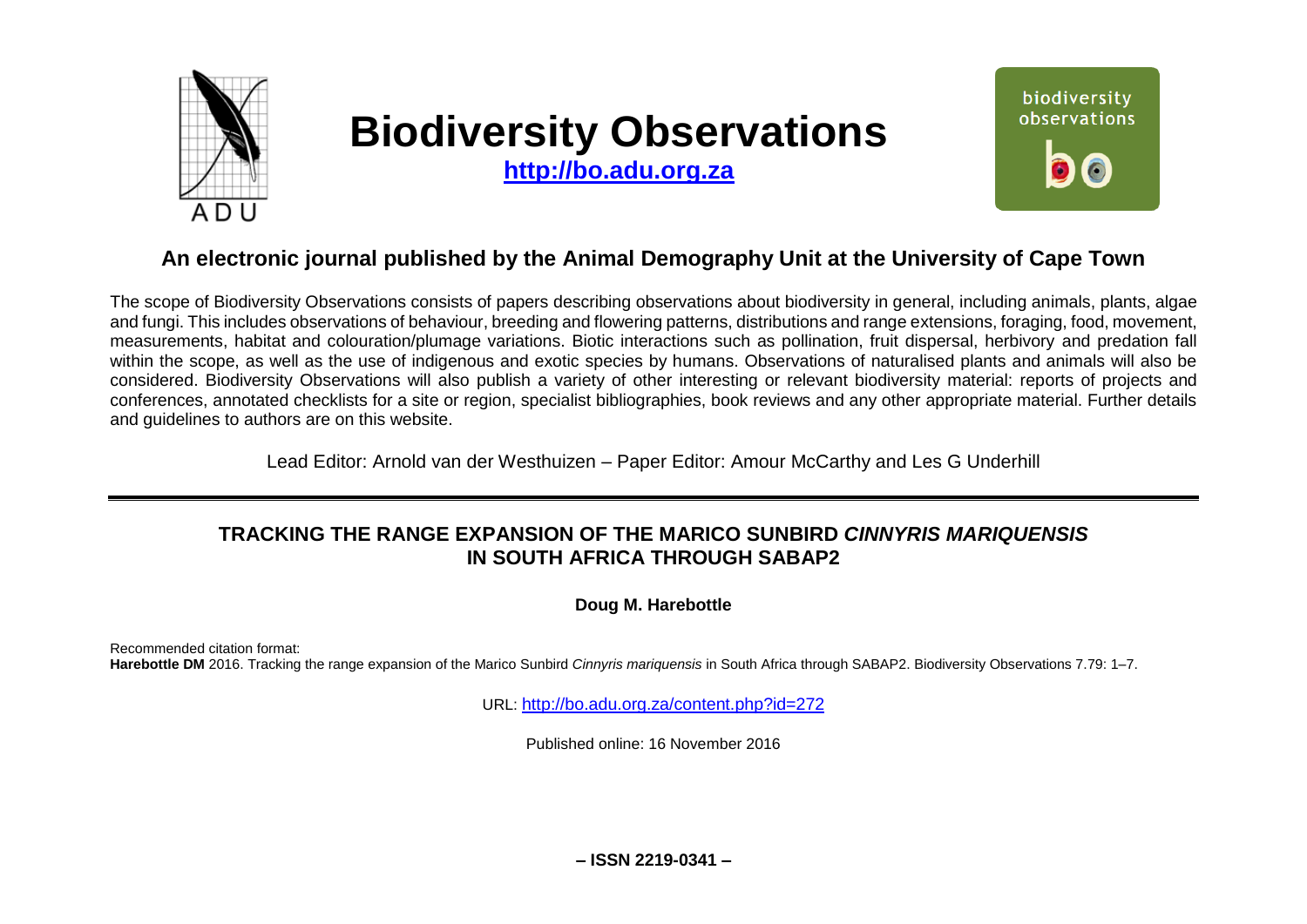# Biodiversity Observations

**http://bo.adu.org.za**

## An electronic journal published by the Animal Demography Unit at the University of Cape Town

The scope of Biodiversity Observations consists of papers describing observations about biodiversity in general, including animals, plants, algae and fungi. This includes observations of behaviour, breeding and flowering patterns, distributions and range extensions, foraging, food, movement, measurements, habitat and colouration/plumage variations. Biotic interactions such as pollination, fruit dispersal, herbivory and predation fall within the scope, as well as the use of indigenous and exotic species by humans. Observations of naturalised plants and animals will also be considered. Biodiversity Observations will also publish a variety of other interesting or relevant biodiversity material: reports of projects and conferences, annotated checklists for a site or region, specialist bibliographies, book reviews and any other appropriate material. Further details and guidelines to authors are on this website.

Lead Editor: Arnold van der Westhuizen – Paper Editor: Amour McCarthy and Les G Underhill

---

# TRACKING THE RANGE EXPANSION OF THE MARICO SUNBIRD *CINNYRIS MARIQUENSIS* IN SOUTH AFRICA THROUGH SABAP2

**Doug M. Harebottle**

Recommended citation format:
**Harebottle DM** 2016. Tracking the range expansion of the Marico Sunbird *Cinnyris mariquensis* in South Africa through SABAP2. Biodiversity Observations 7.79: 1–7.

URL: http://bo.adu.org.za/content.php?id=272

Published online: 16 November 2016

**– ISSN 2219-0341 –**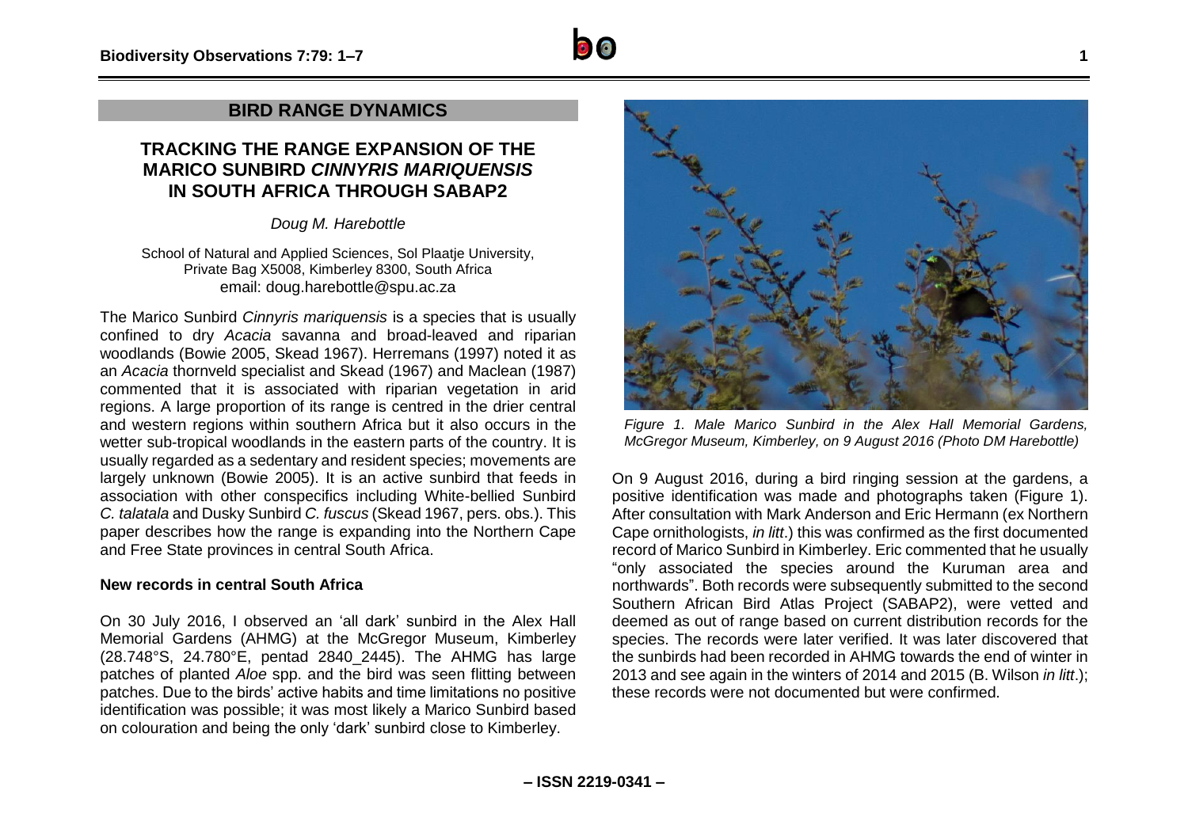## BIRD RANGE DYNAMICS

# TRACKING THE RANGE EXPANSION OF THE MARICO SUNBIRD *CINNYRIS MARIQUENSIS* IN SOUTH AFRICA THROUGH SABAP2

*Doug M. Harebottle*

School of Natural and Applied Sciences, Sol Plaatje University, Private Bag X5008, Kimberley 8300, South Africa
email: doug.harebottle@spu.ac.za

The Marico Sunbird *Cinnyris mariquensis* is a species that is usually confined to dry *Acacia* savanna and broad-leaved and riparian woodlands (Bowie 2005, Skead 1967). Herremans (1997) noted it as an *Acacia* thornveld specialist and Skead (1967) and Maclean (1987) commented that it is associated with riparian vegetation in arid regions. A large proportion of its range is centred in the drier central and western regions within southern Africa but it also occurs in the wetter sub-tropical woodlands in the eastern parts of the country. It is usually regarded as a sedentary and resident species; movements are largely unknown (Bowie 2005). It is an active sunbird that feeds in association with other conspecifics including White-bellied Sunbird *C. talatala* and Dusky Sunbird *C. fuscus* (Skead 1967, pers. obs.). This paper describes how the range is expanding into the Northern Cape and Free State provinces in central South Africa.

### New records in central South Africa

On 30 July 2016, I observed an 'all dark' sunbird in the Alex Hall Memorial Gardens (AHMG) at the McGregor Museum, Kimberley (28.748°S, 24.780°E, pentad 2840_2445). The AHMG has large patches of planted *Aloe* spp. and the bird was seen flitting between patches. Due to the birds' active habits and time limitations no positive identification was possible; it was most likely a Marico Sunbird based on colouration and being the only 'dark' sunbird close to Kimberley.

*Figure 1. Male Marico Sunbird in the Alex Hall Memorial Gardens, McGregor Museum, Kimberley, on 9 August 2016 (Photo DM Harebottle)*

On 9 August 2016, during a bird ringing session at the gardens, a positive identification was made and photographs taken (Figure 1). After consultation with Mark Anderson and Eric Hermann (ex Northern Cape ornithologists, *in litt*.) this was confirmed as the first documented record of Marico Sunbird in Kimberley. Eric commented that he usually "only associated the species around the Kuruman area and northwards". Both records were subsequently submitted to the second Southern African Bird Atlas Project (SABAP2), were vetted and deemed as out of range based on current distribution records for the species. The records were later verified. It was later discovered that the sunbirds had been recorded in AHMG towards the end of winter in 2013 and see again in the winters of 2014 and 2015 (B. Wilson *in litt*.); these records were not documented but were confirmed.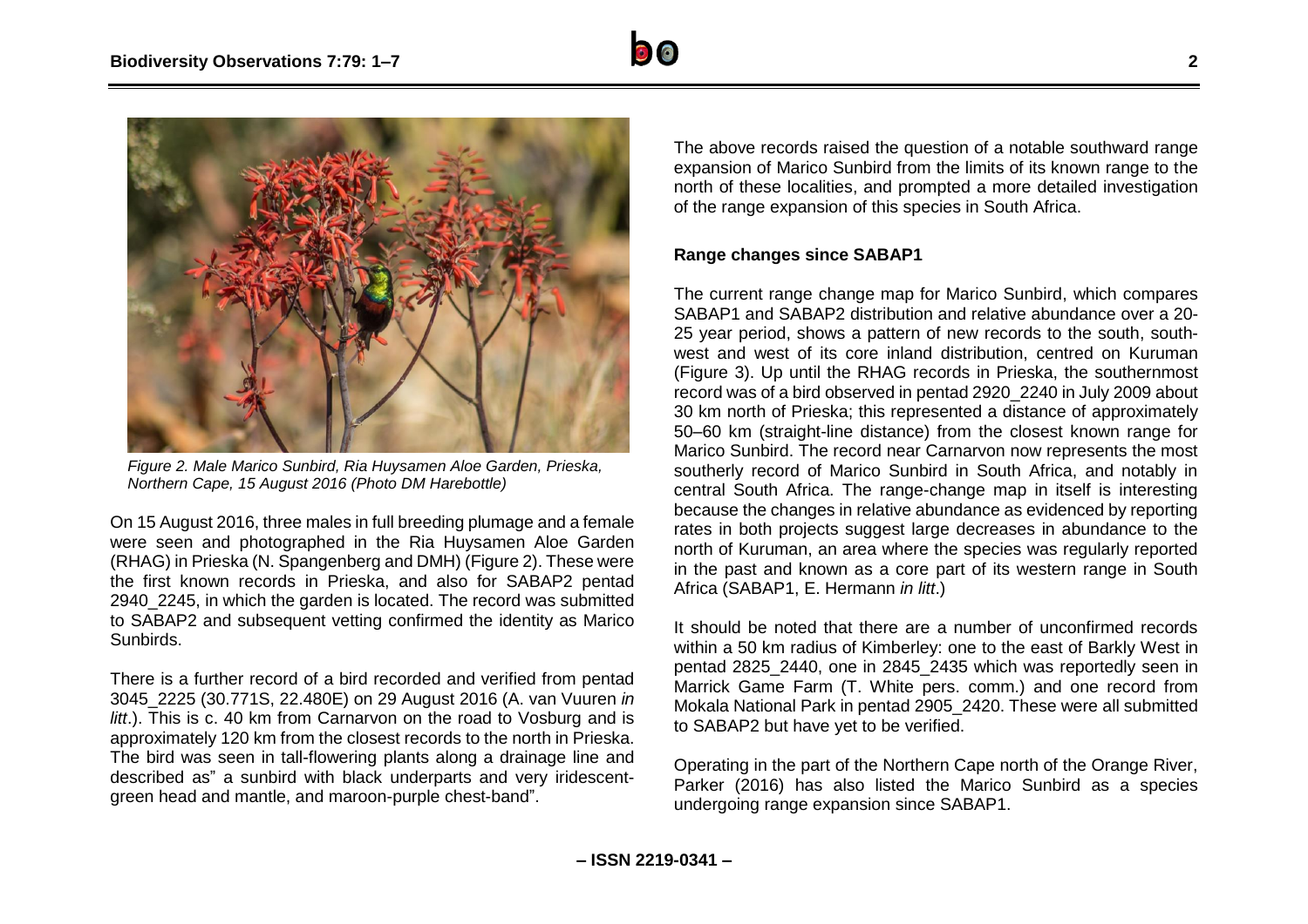*Figure 2. Male Marico Sunbird, Ria Huysamen Aloe Garden, Prieska, Northern Cape, 15 August 2016 (Photo DM Harebottle)*

On 15 August 2016, three males in full breeding plumage and a female were seen and photographed in the Ria Huysamen Aloe Garden (RHAG) in Prieska (N. Spangenberg and DMH) (Figure 2). These were the first known records in Prieska, and also for SABAP2 pentad 2940_2245, in which the garden is located. The record was submitted to SABAP2 and subsequent vetting confirmed the identity as Marico Sunbirds.

There is a further record of a bird recorded and verified from pentad 3045_2225 (30.771S, 22.480E) on 29 August 2016 (A. van Vuuren *in litt*.). This is c. 40 km from Carnarvon on the road to Vosburg and is approximately 120 km from the closest records to the north in Prieska. The bird was seen in tall-flowering plants along a drainage line and described as" a sunbird with black underparts and very iridescent-green head and mantle, and maroon-purple chest-band".

The above records raised the question of a notable southward range expansion of Marico Sunbird from the limits of its known range to the north of these localities, and prompted a more detailed investigation of the range expansion of this species in South Africa.

### Range changes since SABAP1

The current range change map for Marico Sunbird, which compares SABAP1 and SABAP2 distribution and relative abundance over a 20-25 year period, shows a pattern of new records to the south, south-west and west of its core inland distribution, centred on Kuruman (Figure 3). Up until the RHAG records in Prieska, the southernmost record was of a bird observed in pentad 2920_2240 in July 2009 about 30 km north of Prieska; this represented a distance of approximately 50–60 km (straight-line distance) from the closest known range for Marico Sunbird. The record near Carnarvon now represents the most southerly record of Marico Sunbird in South Africa, and notably in central South Africa. The range-change map in itself is interesting because the changes in relative abundance as evidenced by reporting rates in both projects suggest large decreases in abundance to the north of Kuruman, an area where the species was regularly reported in the past and known as a core part of its western range in South Africa (SABAP1, E. Hermann *in litt*.)

It should be noted that there are a number of unconfirmed records within a 50 km radius of Kimberley: one to the east of Barkly West in pentad 2825_2440, one in 2845_2435 which was reportedly seen in Marrick Game Farm (T. White pers. comm.) and one record from Mokala National Park in pentad 2905_2420. These were all submitted to SABAP2 but have yet to be verified.

Operating in the part of the Northern Cape north of the Orange River, Parker (2016) has also listed the Marico Sunbird as a species undergoing range expansion since SABAP1.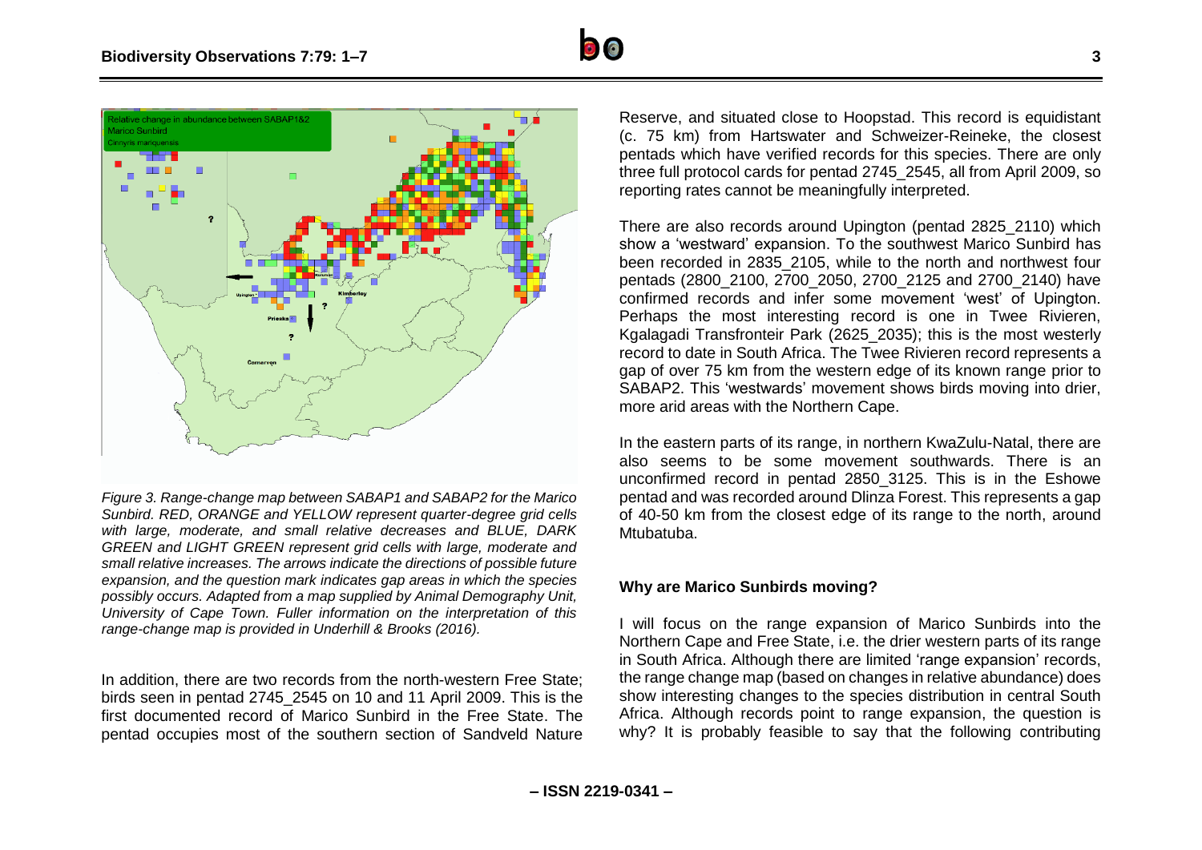*Figure 3. Range-change map between SABAP1 and SABAP2 for the Marico Sunbird. RED, ORANGE and YELLOW represent quarter-degree grid cells with large, moderate, and small relative decreases and BLUE, DARK GREEN and LIGHT GREEN represent grid cells with large, moderate and small relative increases. The arrows indicate the directions of possible future expansion, and the question mark indicates gap areas in which the species possibly occurs. Adapted from a map supplied by Animal Demography Unit, University of Cape Town. Fuller information on the interpretation of this range-change map is provided in Underhill & Brooks (2016).*

In addition, there are two records from the north-western Free State; birds seen in pentad 2745_2545 on 10 and 11 April 2009. This is the first documented record of Marico Sunbird in the Free State. The pentad occupies most of the southern section of Sandveld Nature Reserve, and situated close to Hoopstad. This record is equidistant (c. 75 km) from Hartswater and Schweizer-Reineke, the closest pentads which have verified records for this species. There are only three full protocol cards for pentad 2745_2545, all from April 2009, so reporting rates cannot be meaningfully interpreted.

There are also records around Upington (pentad 2825_2110) which show a 'westward' expansion. To the southwest Marico Sunbird has been recorded in 2835_2105, while to the north and northwest four pentads (2800_2100, 2700_2050, 2700_2125 and 2700_2140) have confirmed records and infer some movement 'west' of Upington. Perhaps the most interesting record is one in Twee Rivieren, Kgalagadi Transfronteir Park (2625_2035); this is the most westerly record to date in South Africa. The Twee Rivieren record represents a gap of over 75 km from the western edge of its known range prior to SABAP2. This 'westwards' movement shows birds moving into drier, more arid areas with the Northern Cape.

In the eastern parts of its range, in northern KwaZulu-Natal, there are also seems to be some movement southwards. There is an unconfirmed record in pentad 2850_3125. This is in the Eshowe pentad and was recorded around Dlinza Forest. This represents a gap of 40-50 km from the closest edge of its range to the north, around Mtubatuba.

## Why are Marico Sunbirds moving?

I will focus on the range expansion of Marico Sunbirds into the Northern Cape and Free State, i.e. the drier western parts of its range in South Africa. Although there are limited 'range expansion' records, the range change map (based on changes in relative abundance) does show interesting changes to the species distribution in central South Africa. Although records point to range expansion, the question is why? It is probably feasible to say that the following contributing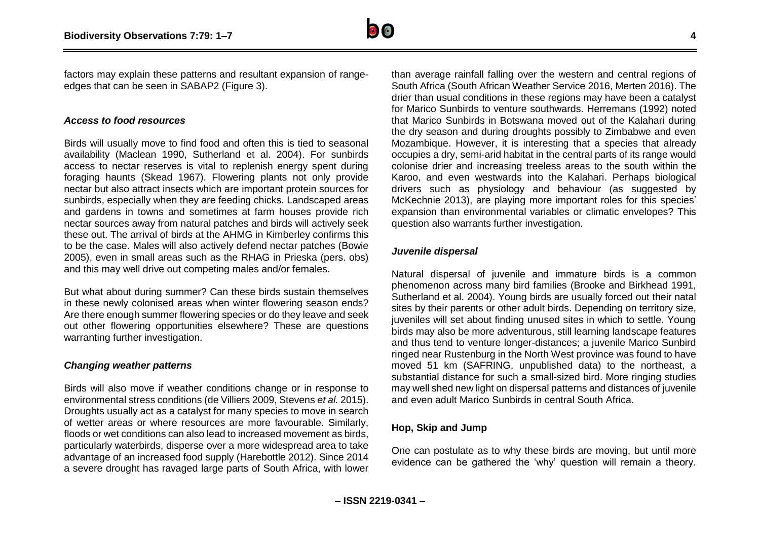factors may explain these patterns and resultant expansion of range-edges that can be seen in SABAP2 (Figure 3).

### *Access to food resources*

Birds will usually move to find food and often this is tied to seasonal availability (Maclean 1990, Sutherland et al. 2004). For sunbirds access to nectar reserves is vital to replenish energy spent during foraging haunts (Skead 1967). Flowering plants not only provide nectar but also attract insects which are important protein sources for sunbirds, especially when they are feeding chicks. Landscaped areas and gardens in towns and sometimes at farm houses provide rich nectar sources away from natural patches and birds will actively seek these out. The arrival of birds at the AHMG in Kimberley confirms this to be the case. Males will also actively defend nectar patches (Bowie 2005), even in small areas such as the RHAG in Prieska (pers. obs) and this may well drive out competing males and/or females.

But what about during summer? Can these birds sustain themselves in these newly colonised areas when winter flowering season ends? Are there enough summer flowering species or do they leave and seek out other flowering opportunities elsewhere? These are questions warranting further investigation.

### *Changing weather patterns*

Birds will also move if weather conditions change or in response to environmental stress conditions (de Villiers 2009, Stevens *et al.* 2015). Droughts usually act as a catalyst for many species to move in search of wetter areas or where resources are more favourable. Similarly, floods or wet conditions can also lead to increased movement as birds, particularly waterbirds, disperse over a more widespread area to take advantage of an increased food supply (Harebottle 2012). Since 2014 a severe drought has ravaged large parts of South Africa, with lower than average rainfall falling over the western and central regions of South Africa (South African Weather Service 2016, Merten 2016). The drier than usual conditions in these regions may have been a catalyst for Marico Sunbirds to venture southwards. Herremans (1992) noted that Marico Sunbirds in Botswana moved out of the Kalahari during the dry season and during droughts possibly to Zimbabwe and even Mozambique. However, it is interesting that a species that already occupies a dry, semi-arid habitat in the central parts of its range would colonise drier and increasing treeless areas to the south within the Karoo, and even westwards into the Kalahari. Perhaps biological drivers such as physiology and behaviour (as suggested by McKechnie 2013), are playing more important roles for this species' expansion than environmental variables or climatic envelopes? This question also warrants further investigation.

### *Juvenile dispersal*

Natural dispersal of juvenile and immature birds is a common phenomenon across many bird families (Brooke and Birkhead 1991, Sutherland et al. 2004). Young birds are usually forced out their natal sites by their parents or other adult birds. Depending on territory size, juveniles will set about finding unused sites in which to settle. Young birds may also be more adventurous, still learning landscape features and thus tend to venture longer-distances; a juvenile Marico Sunbird ringed near Rustenburg in the North West province was found to have moved 51 km (SAFRING, unpublished data) to the northeast, a substantial distance for such a small-sized bird. More ringing studies may well shed new light on dispersal patterns and distances of juvenile and even adult Marico Sunbirds in central South Africa.

## **Hop, Skip and Jump**

One can postulate as to why these birds are moving, but until more evidence can be gathered the 'why' question will remain a theory.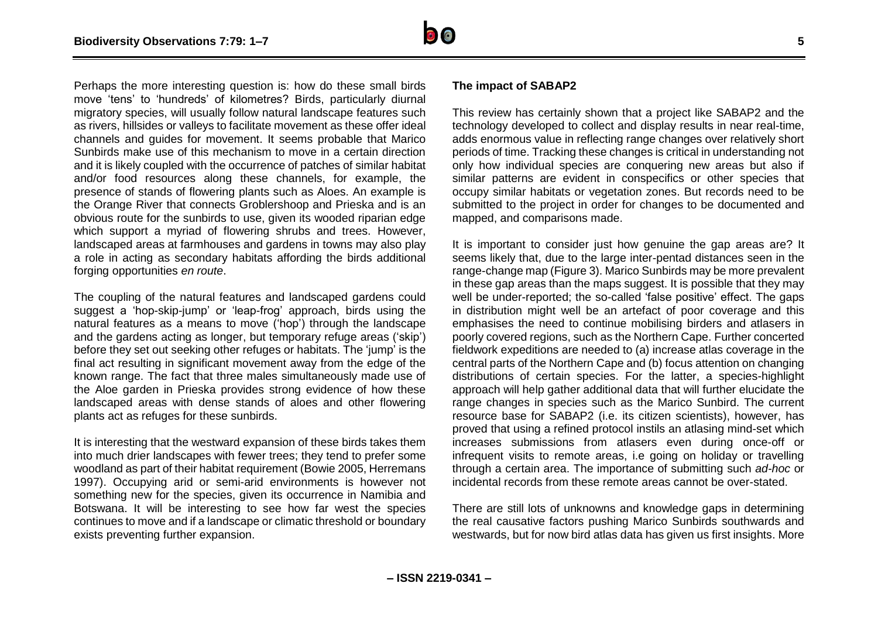Perhaps the more interesting question is: how do these small birds move 'tens' to 'hundreds' of kilometres? Birds, particularly diurnal migratory species, will usually follow natural landscape features such as rivers, hillsides or valleys to facilitate movement as these offer ideal channels and guides for movement. It seems probable that Marico Sunbirds make use of this mechanism to move in a certain direction and it is likely coupled with the occurrence of patches of similar habitat and/or food resources along these channels, for example, the presence of stands of flowering plants such as Aloes. An example is the Orange River that connects Groblershoop and Prieska and is an obvious route for the sunbirds to use, given its wooded riparian edge which support a myriad of flowering shrubs and trees. However, landscaped areas at farmhouses and gardens in towns may also play a role in acting as secondary habitats affording the birds additional forging opportunities *en route*.

The coupling of the natural features and landscaped gardens could suggest a 'hop-skip-jump' or 'leap-frog' approach, birds using the natural features as a means to move ('hop') through the landscape and the gardens acting as longer, but temporary refuge areas ('skip') before they set out seeking other refuges or habitats. The 'jump' is the final act resulting in significant movement away from the edge of the known range. The fact that three males simultaneously made use of the Aloe garden in Prieska provides strong evidence of how these landscaped areas with dense stands of aloes and other flowering plants act as refuges for these sunbirds.

It is interesting that the westward expansion of these birds takes them into much drier landscapes with fewer trees; they tend to prefer some woodland as part of their habitat requirement (Bowie 2005, Herremans 1997). Occupying arid or semi-arid environments is however not something new for the species, given its occurrence in Namibia and Botswana. It will be interesting to see how far west the species continues to move and if a landscape or climatic threshold or boundary exists preventing further expansion.

**The impact of SABAP2**

This review has certainly shown that a project like SABAP2 and the technology developed to collect and display results in near real-time, adds enormous value in reflecting range changes over relatively short periods of time. Tracking these changes is critical in understanding not only how individual species are conquering new areas but also if similar patterns are evident in conspecifics or other species that occupy similar habitats or vegetation zones. But records need to be submitted to the project in order for changes to be documented and mapped, and comparisons made.

It is important to consider just how genuine the gap areas are? It seems likely that, due to the large inter-pentad distances seen in the range-change map (Figure 3). Marico Sunbirds may be more prevalent in these gap areas than the maps suggest. It is possible that they may well be under-reported; the so-called 'false positive' effect. The gaps in distribution might well be an artefact of poor coverage and this emphasises the need to continue mobilising birders and atlasers in poorly covered regions, such as the Northern Cape. Further concerted fieldwork expeditions are needed to (a) increase atlas coverage in the central parts of the Northern Cape and (b) focus attention on changing distributions of certain species. For the latter, a species-highlight approach will help gather additional data that will further elucidate the range changes in species such as the Marico Sunbird. The current resource base for SABAP2 (i.e. its citizen scientists), however, has proved that using a refined protocol instils an atlasing mind-set which increases submissions from atlasers even during once-off or infrequent visits to remote areas, i.e going on holiday or travelling through a certain area. The importance of submitting such *ad-hoc* or incidental records from these remote areas cannot be over-stated.

There are still lots of unknowns and knowledge gaps in determining the real causative factors pushing Marico Sunbirds southwards and westwards, but for now bird atlas data has given us first insights. More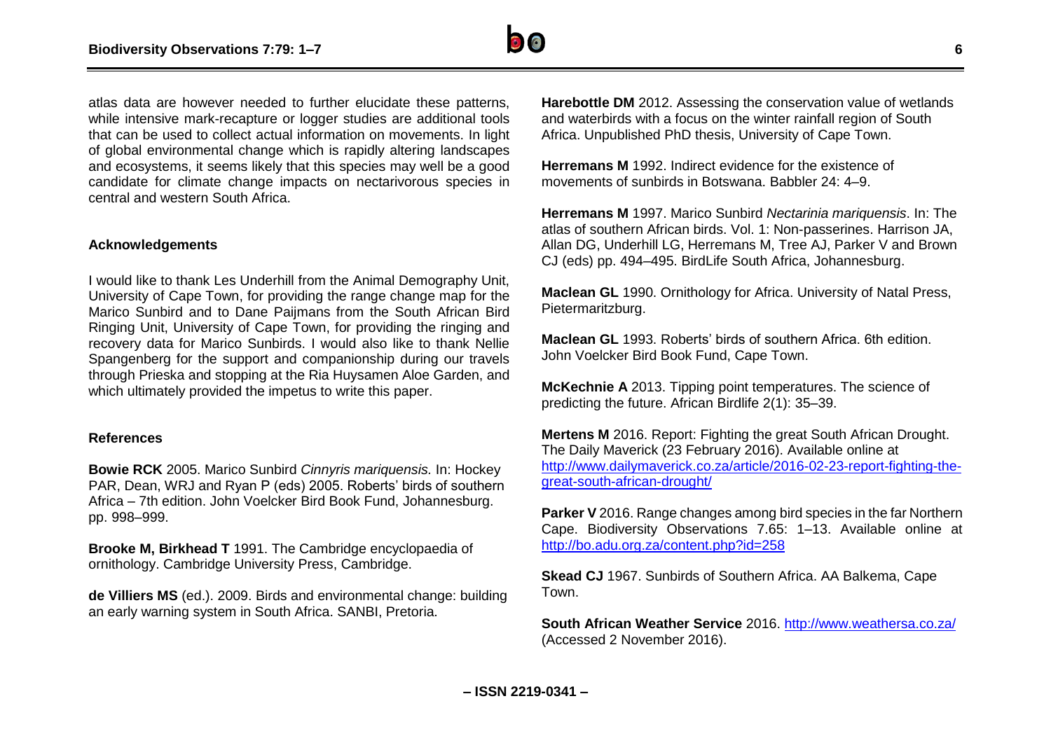atlas data are however needed to further elucidate these patterns, while intensive mark-recapture or logger studies are additional tools that can be used to collect actual information on movements. In light of global environmental change which is rapidly altering landscapes and ecosystems, it seems likely that this species may well be a good candidate for climate change impacts on nectarivorous species in central and western South Africa.

## Acknowledgements

I would like to thank Les Underhill from the Animal Demography Unit, University of Cape Town, for providing the range change map for the Marico Sunbird and to Dane Paijmans from the South African Bird Ringing Unit, University of Cape Town, for providing the ringing and recovery data for Marico Sunbirds. I would also like to thank Nellie Spangenberg for the support and companionship during our travels through Prieska and stopping at the Ria Huysamen Aloe Garden, and which ultimately provided the impetus to write this paper.

## References

**Bowie RCK** 2005. Marico Sunbird *Cinnyris mariquensis*. In: Hockey PAR, Dean, WRJ and Ryan P (eds) 2005. Roberts' birds of southern Africa – 7th edition. John Voelcker Bird Book Fund, Johannesburg. pp. 998–999.

**Brooke M, Birkhead T** 1991. The Cambridge encyclopaedia of ornithology. Cambridge University Press, Cambridge.

**de Villiers MS** (ed.). 2009. Birds and environmental change: building an early warning system in South Africa. SANBI, Pretoria.

**Harebottle DM** 2012. Assessing the conservation value of wetlands and waterbirds with a focus on the winter rainfall region of South Africa. Unpublished PhD thesis, University of Cape Town.

**Herremans M** 1992. Indirect evidence for the existence of movements of sunbirds in Botswana. Babbler 24: 4–9.

**Herremans M** 1997. Marico Sunbird *Nectarinia mariquensis*. In: The atlas of southern African birds. Vol. 1: Non-passerines. Harrison JA, Allan DG, Underhill LG, Herremans M, Tree AJ, Parker V and Brown CJ (eds) pp. 494–495. BirdLife South Africa, Johannesburg.

**Maclean GL** 1990. Ornithology for Africa. University of Natal Press, Pietermaritzburg.

**Maclean GL** 1993. Roberts' birds of southern Africa. 6th edition. John Voelcker Bird Book Fund, Cape Town.

**McKechnie A** 2013. Tipping point temperatures. The science of predicting the future. African Birdlife 2(1): 35–39.

**Mertens M** 2016. Report: Fighting the great South African Drought. The Daily Maverick (23 February 2016). Available online at http://www.dailymaverick.co.za/article/2016-02-23-report-fighting-the-great-south-african-drought/

**Parker V** 2016. Range changes among bird species in the far Northern Cape. Biodiversity Observations 7.65: 1–13. Available online at http://bo.adu.org.za/content.php?id=258

**Skead CJ** 1967. Sunbirds of Southern Africa. AA Balkema, Cape Town.

**South African Weather Service** 2016. http://www.weathersa.co.za/ (Accessed 2 November 2016).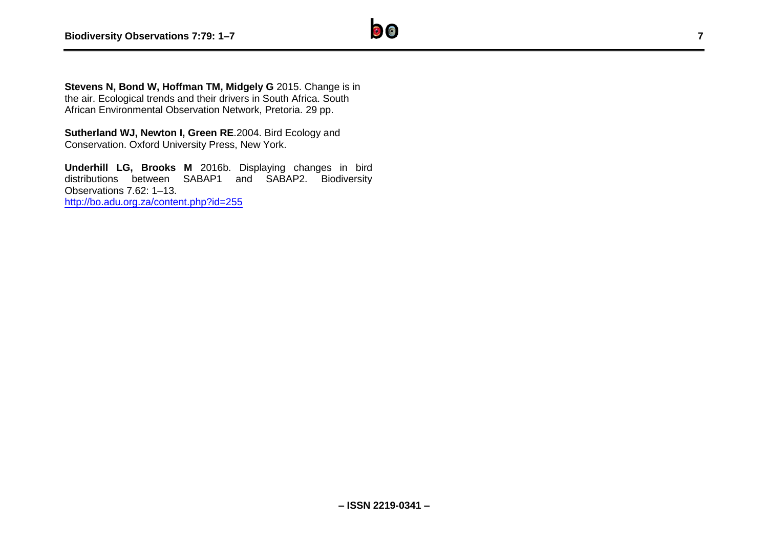**Stevens N, Bond W, Hoffman TM, Midgely G** 2015. Change is in the air. Ecological trends and their drivers in South Africa. South African Environmental Observation Network, Pretoria. 29 pp.

**Sutherland WJ, Newton I, Green RE**.2004. Bird Ecology and Conservation. Oxford University Press, New York.

**Underhill LG, Brooks M** 2016b. Displaying changes in bird distributions between SABAP1 and SABAP2. Biodiversity Observations 7.62: 1–13. http://bo.adu.org.za/content.php?id=255